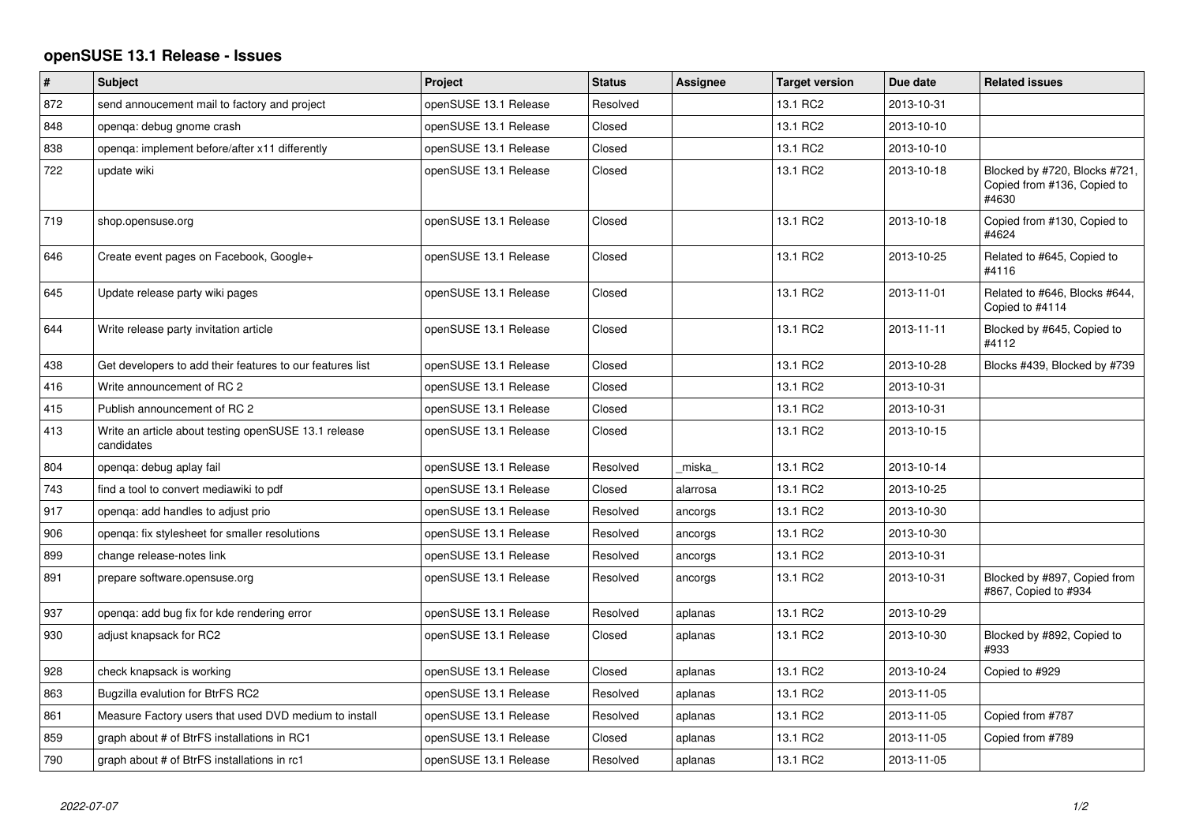# openSUSE 13.1 Release - Issues

| # | Subject | Project | Status | Assignee | Target version | Due date | Related issues |
|---|---|---|---|---|---|---|---|
| 872 | send annoucement mail to factory and project | openSUSE 13.1 Release | Resolved | | 13.1 RC2 | 2013-10-31 | |
| 848 | openqa: debug gnome crash | openSUSE 13.1 Release | Closed | | 13.1 RC2 | 2013-10-10 | |
| 838 | openqa: implement before/after x11 differently | openSUSE 13.1 Release | Closed | | 13.1 RC2 | 2013-10-10 | |
| 722 | update wiki | openSUSE 13.1 Release | Closed | | 13.1 RC2 | 2013-10-18 | Blocked by #720, Blocks #721, Copied from #136, Copied to #4630 |
| 719 | shop.opensuse.org | openSUSE 13.1 Release | Closed | | 13.1 RC2 | 2013-10-18 | Copied from #130, Copied to #4624 |
| 646 | Create event pages on Facebook, Google+ | openSUSE 13.1 Release | Closed | | 13.1 RC2 | 2013-10-25 | Related to #645, Copied to #4116 |
| 645 | Update release party wiki pages | openSUSE 13.1 Release | Closed | | 13.1 RC2 | 2013-11-01 | Related to #646, Blocks #644, Copied to #4114 |
| 644 | Write release party invitation article | openSUSE 13.1 Release | Closed | | 13.1 RC2 | 2013-11-11 | Blocked by #645, Copied to #4112 |
| 438 | Get developers to add their features to our features list | openSUSE 13.1 Release | Closed | | 13.1 RC2 | 2013-10-28 | Blocks #439, Blocked by #739 |
| 416 | Write announcement of RC 2 | openSUSE 13.1 Release | Closed | | 13.1 RC2 | 2013-10-31 | |
| 415 | Publish announcement of RC 2 | openSUSE 13.1 Release | Closed | | 13.1 RC2 | 2013-10-31 | |
| 413 | Write an article about testing openSUSE 13.1 release candidates | openSUSE 13.1 Release | Closed | | 13.1 RC2 | 2013-10-15 | |
| 804 | openqa: debug aplay fail | openSUSE 13.1 Release | Resolved | _miska_ | 13.1 RC2 | 2013-10-14 | |
| 743 | find a tool to convert mediawiki to pdf | openSUSE 13.1 Release | Closed | alarrosa | 13.1 RC2 | 2013-10-25 | |
| 917 | openqa: add handles to adjust prio | openSUSE 13.1 Release | Resolved | ancorgs | 13.1 RC2 | 2013-10-30 | |
| 906 | openqa: fix stylesheet for smaller resolutions | openSUSE 13.1 Release | Resolved | ancorgs | 13.1 RC2 | 2013-10-30 | |
| 899 | change release-notes link | openSUSE 13.1 Release | Resolved | ancorgs | 13.1 RC2 | 2013-10-31 | |
| 891 | prepare software.opensuse.org | openSUSE 13.1 Release | Resolved | ancorgs | 13.1 RC2 | 2013-10-31 | Blocked by #897, Copied from #867, Copied to #934 |
| 937 | openqa: add bug fix for kde rendering error | openSUSE 13.1 Release | Resolved | aplanas | 13.1 RC2 | 2013-10-29 | |
| 930 | adjust knapsack for RC2 | openSUSE 13.1 Release | Closed | aplanas | 13.1 RC2 | 2013-10-30 | Blocked by #892, Copied to #933 |
| 928 | check knapsack is working | openSUSE 13.1 Release | Closed | aplanas | 13.1 RC2 | 2013-10-24 | Copied to #929 |
| 863 | Bugzilla evalution for BtrFS RC2 | openSUSE 13.1 Release | Resolved | aplanas | 13.1 RC2 | 2013-11-05 | |
| 861 | Measure Factory users that used DVD medium to install | openSUSE 13.1 Release | Resolved | aplanas | 13.1 RC2 | 2013-11-05 | Copied from #787 |
| 859 | graph about # of BtrFS installations in RC1 | openSUSE 13.1 Release | Closed | aplanas | 13.1 RC2 | 2013-11-05 | Copied from #789 |
| 790 | graph about # of BtrFS installations in rc1 | openSUSE 13.1 Release | Resolved | aplanas | 13.1 RC2 | 2013-11-05 | |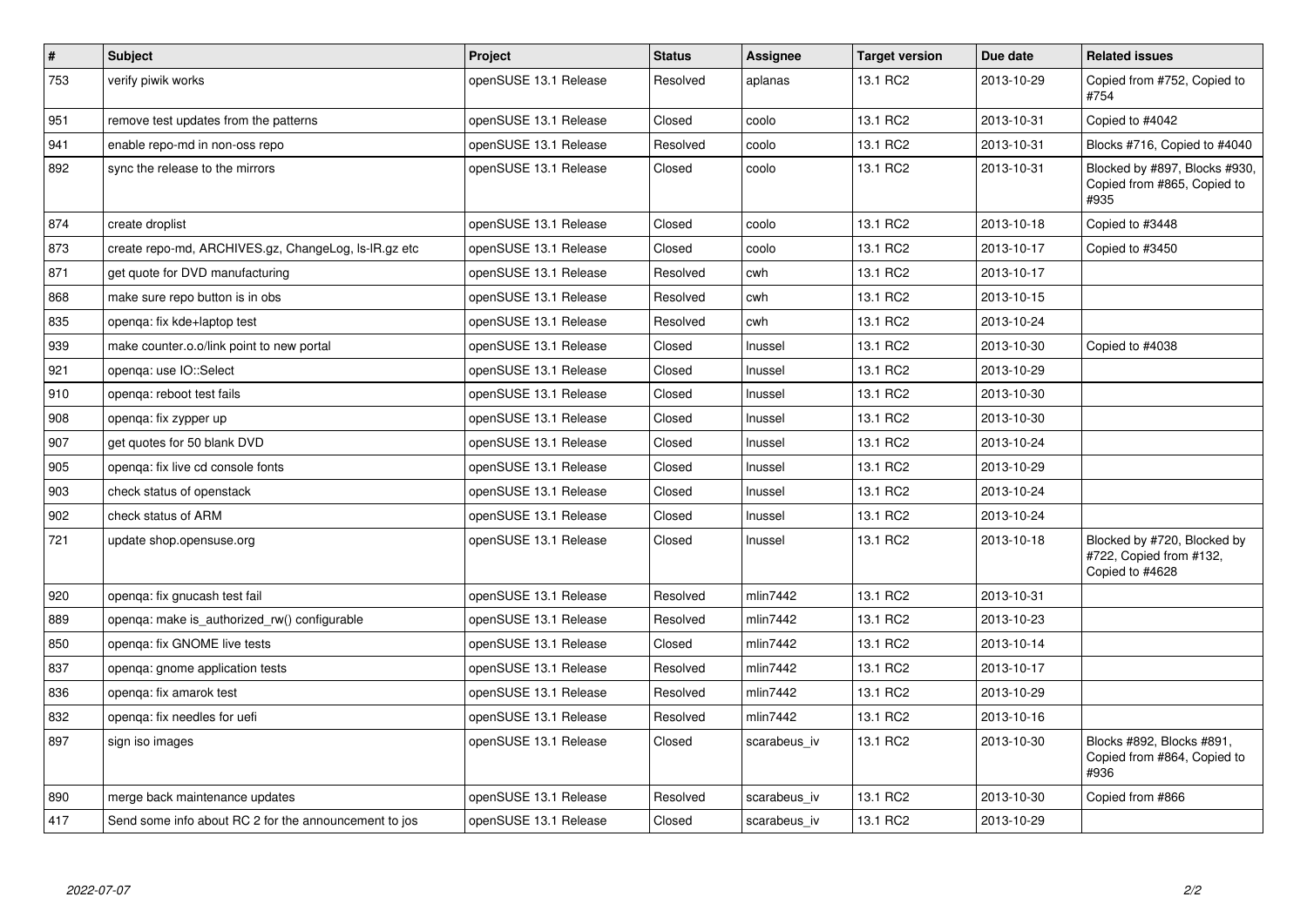| # | Subject | Project | Status | Assignee | Target version | Due date | Related issues |
|---|---|---|---|---|---|---|---|
| 753 | verify piwik works | openSUSE 13.1 Release | Resolved | aplanas | 13.1 RC2 | 2013-10-29 | Copied from #752, Copied to #754 |
| 951 | remove test updates from the patterns | openSUSE 13.1 Release | Closed | coolo | 13.1 RC2 | 2013-10-31 | Copied to #4042 |
| 941 | enable repo-md in non-oss repo | openSUSE 13.1 Release | Resolved | coolo | 13.1 RC2 | 2013-10-31 | Blocks #716, Copied to #4040 |
| 892 | sync the release to the mirrors | openSUSE 13.1 Release | Closed | coolo | 13.1 RC2 | 2013-10-31 | Blocked by #897, Blocks #930, Copied from #865, Copied to #935 |
| 874 | create droplist | openSUSE 13.1 Release | Closed | coolo | 13.1 RC2 | 2013-10-18 | Copied to #3448 |
| 873 | create repo-md, ARCHIVES.gz, ChangeLog, ls-lR.gz etc | openSUSE 13.1 Release | Closed | coolo | 13.1 RC2 | 2013-10-17 | Copied to #3450 |
| 871 | get quote for DVD manufacturing | openSUSE 13.1 Release | Resolved | cwh | 13.1 RC2 | 2013-10-17 | |
| 868 | make sure repo button is in obs | openSUSE 13.1 Release | Resolved | cwh | 13.1 RC2 | 2013-10-15 | |
| 835 | openqa: fix kde+laptop test | openSUSE 13.1 Release | Resolved | cwh | 13.1 RC2 | 2013-10-24 | |
| 939 | make counter.o.o/link point to new portal | openSUSE 13.1 Release | Closed | lnussel | 13.1 RC2 | 2013-10-30 | Copied to #4038 |
| 921 | openqa: use IO::Select | openSUSE 13.1 Release | Closed | lnussel | 13.1 RC2 | 2013-10-29 | |
| 910 | openqa: reboot test fails | openSUSE 13.1 Release | Closed | lnussel | 13.1 RC2 | 2013-10-30 | |
| 908 | openqa: fix zypper up | openSUSE 13.1 Release | Closed | lnussel | 13.1 RC2 | 2013-10-30 | |
| 907 | get quotes for 50 blank DVD | openSUSE 13.1 Release | Closed | lnussel | 13.1 RC2 | 2013-10-24 | |
| 905 | openqa: fix live cd console fonts | openSUSE 13.1 Release | Closed | lnussel | 13.1 RC2 | 2013-10-29 | |
| 903 | check status of openstack | openSUSE 13.1 Release | Closed | lnussel | 13.1 RC2 | 2013-10-24 | |
| 902 | check status of ARM | openSUSE 13.1 Release | Closed | lnussel | 13.1 RC2 | 2013-10-24 | |
| 721 | update shop.opensuse.org | openSUSE 13.1 Release | Closed | lnussel | 13.1 RC2 | 2013-10-18 | Blocked by #720, Blocked by #722, Copied from #132, Copied to #4628 |
| 920 | openqa: fix gnucash test fail | openSUSE 13.1 Release | Resolved | mlin7442 | 13.1 RC2 | 2013-10-31 | |
| 889 | openqa: make is_authorized_rw() configurable | openSUSE 13.1 Release | Resolved | mlin7442 | 13.1 RC2 | 2013-10-23 | |
| 850 | openqa: fix GNOME live tests | openSUSE 13.1 Release | Closed | mlin7442 | 13.1 RC2 | 2013-10-14 | |
| 837 | openqa: gnome application tests | openSUSE 13.1 Release | Resolved | mlin7442 | 13.1 RC2 | 2013-10-17 | |
| 836 | openqa: fix amarok test | openSUSE 13.1 Release | Resolved | mlin7442 | 13.1 RC2 | 2013-10-29 | |
| 832 | openqa: fix needles for uefi | openSUSE 13.1 Release | Resolved | mlin7442 | 13.1 RC2 | 2013-10-16 | |
| 897 | sign iso images | openSUSE 13.1 Release | Closed | scarabeus_iv | 13.1 RC2 | 2013-10-30 | Blocks #892, Blocks #891, Copied from #864, Copied to #936 |
| 890 | merge back maintenance updates | openSUSE 13.1 Release | Resolved | scarabeus_iv | 13.1 RC2 | 2013-10-30 | Copied from #866 |
| 417 | Send some info about RC 2 for the announcement to jos | openSUSE 13.1 Release | Closed | scarabeus_iv | 13.1 RC2 | 2013-10-29 | |